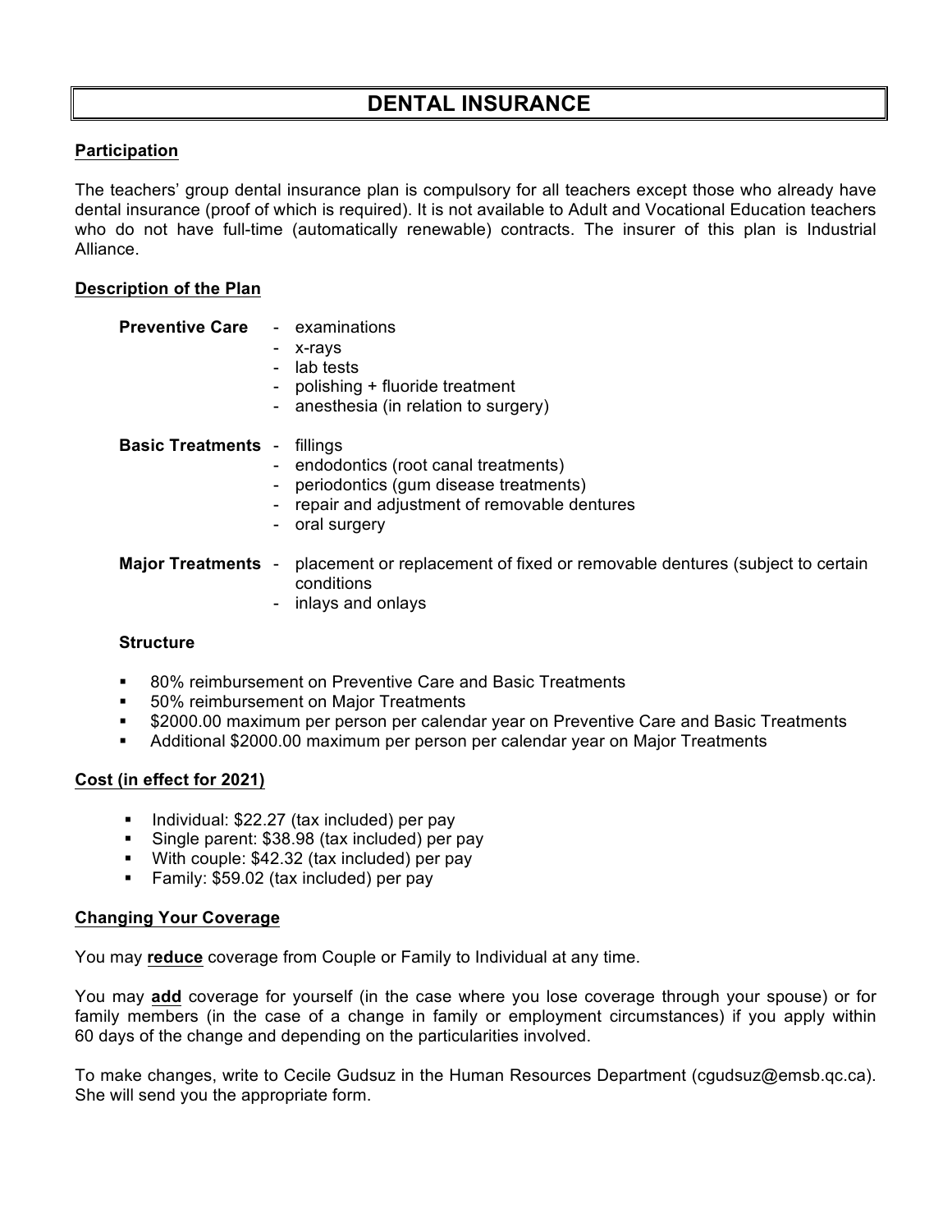# DENTAL INSURANCE

## Participation

The teachers' group dental insurance plan is compulsory for all teachers except those who already have dental insurance (proof of which is required). It is not available to Adult and Vocational Education teachers who do not have full-time (automatically renewable) contracts. The insurer of this plan is Industrial Alliance.

## Description of the Plan

**Preventive Care**
- examinations
- x-rays
- lab tests
- polishing + fluoride treatment
- anesthesia (in relation to surgery)

**Basic Treatments**
- fillings
- endodontics (root canal treatments)
- periodontics (gum disease treatments)
- repair and adjustment of removable dentures
- oral surgery

**Major Treatments**
- placement or replacement of fixed or removable dentures (subject to certain conditions
- inlays and onlays

### Structure

- 80% reimbursement on Preventive Care and Basic Treatments
- 50% reimbursement on Major Treatments
- $2000.00 maximum per person per calendar year on Preventive Care and Basic Treatments
- Additional $2000.00 maximum per person per calendar year on Major Treatments

## Cost (in effect for 2021)

- Individual: $22.27 (tax included) per pay
- Single parent: $38.98 (tax included) per pay
- With couple: $42.32 (tax included) per pay
- Family: $59.02 (tax included) per pay

## Changing Your Coverage

You may **reduce** coverage from Couple or Family to Individual at any time.

You may **add** coverage for yourself (in the case where you lose coverage through your spouse) or for family members (in the case of a change in family or employment circumstances) if you apply within 60 days of the change and depending on the particularities involved.

To make changes, write to Cecile Gudsuz in the Human Resources Department (cgudsuz@emsb.qc.ca). She will send you the appropriate form.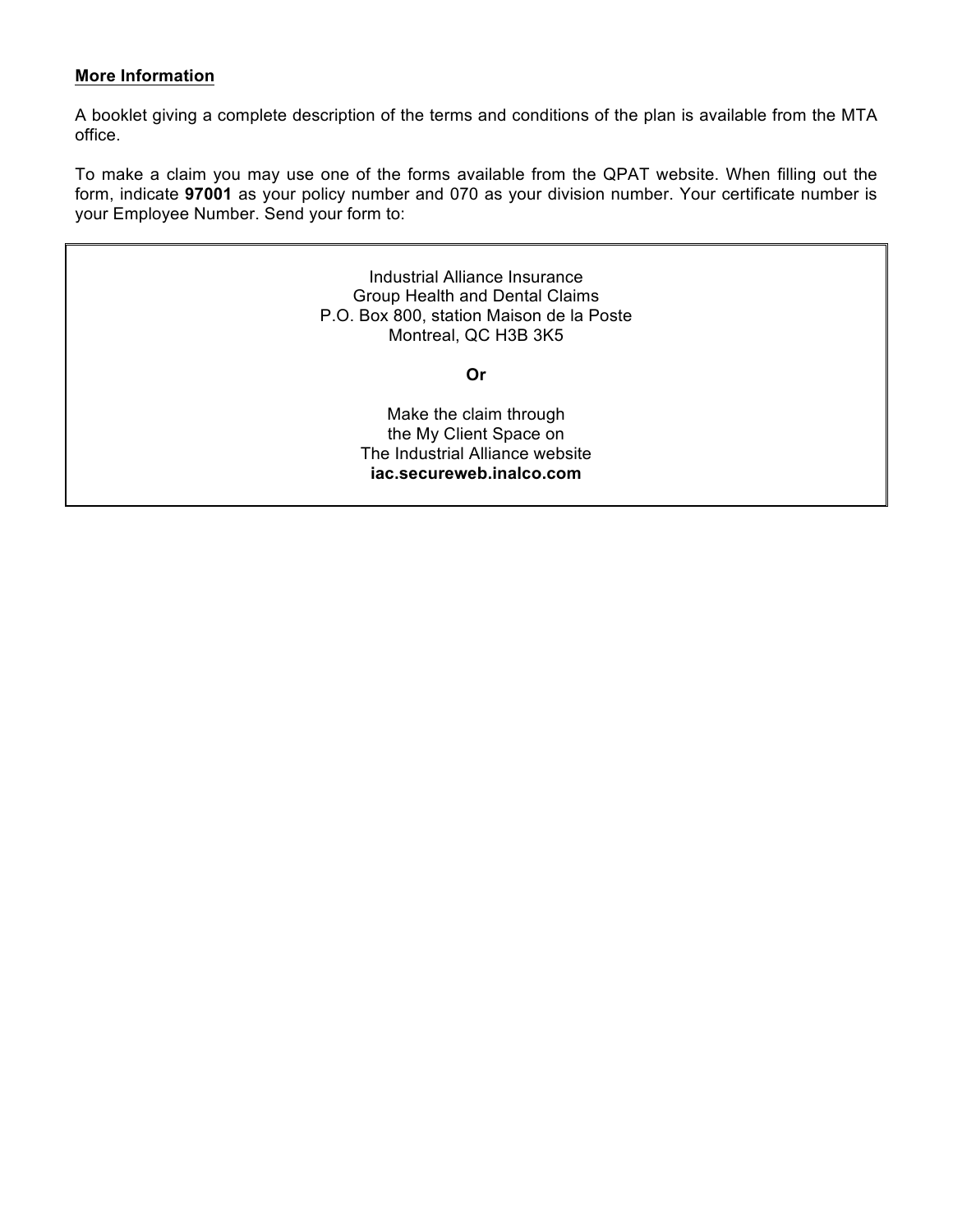**More Information**

A booklet giving a complete description of the terms and conditions of the plan is available from the MTA office.

To make a claim you may use one of the forms available from the QPAT website. When filling out the form, indicate **97001** as your policy number and 070 as your division number. Your certificate number is your Employee Number. Send your form to:

Industrial Alliance Insurance
Group Health and Dental Claims
P.O. Box 800, station Maison de la Poste
Montreal, QC H3B 3K5

**Or**

Make the claim through
the My Client Space on
The Industrial Alliance website
**iac.secureweb.inalco.com**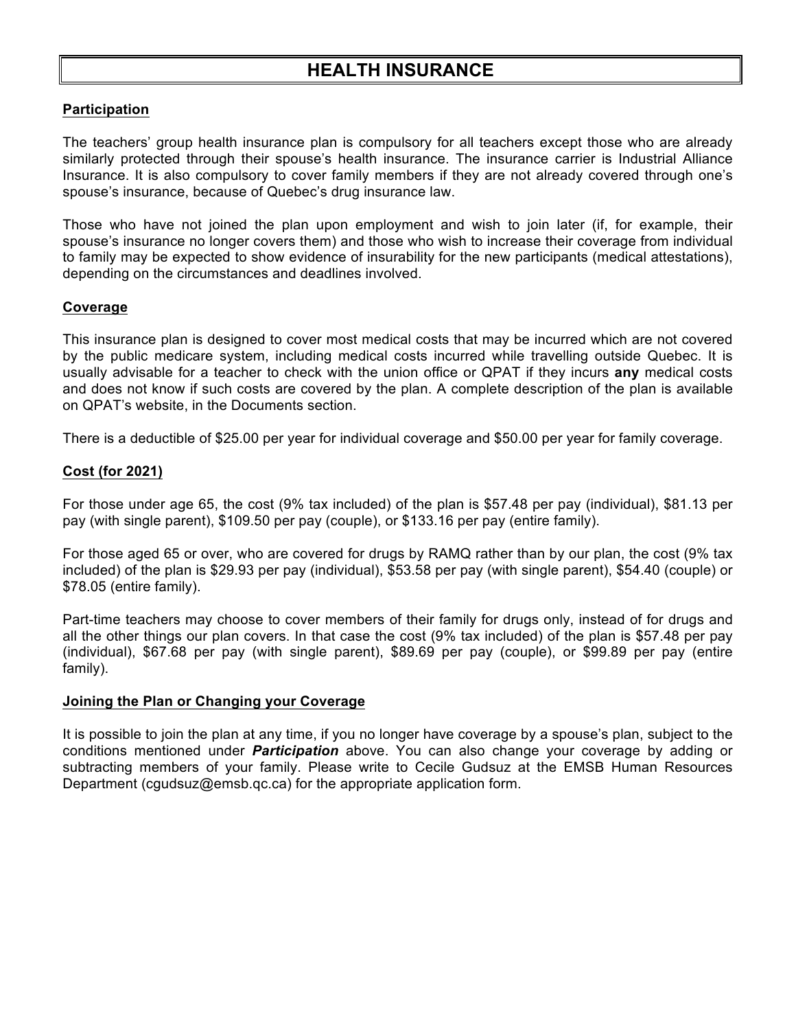# HEALTH INSURANCE

## Participation

The teachers' group health insurance plan is compulsory for all teachers except those who are already similarly protected through their spouse's health insurance. The insurance carrier is Industrial Alliance Insurance. It is also compulsory to cover family members if they are not already covered through one's spouse's insurance, because of Quebec's drug insurance law.

Those who have not joined the plan upon employment and wish to join later (if, for example, their spouse's insurance no longer covers them) and those who wish to increase their coverage from individual to family may be expected to show evidence of insurability for the new participants (medical attestations), depending on the circumstances and deadlines involved.

## Coverage

This insurance plan is designed to cover most medical costs that may be incurred which are not covered by the public medicare system, including medical costs incurred while travelling outside Quebec. It is usually advisable for a teacher to check with the union office or QPAT if they incurs **any** medical costs and does not know if such costs are covered by the plan. A complete description of the plan is available on QPAT's website, in the Documents section.

There is a deductible of $25.00 per year for individual coverage and $50.00 per year for family coverage.

## Cost (for 2021)

For those under age 65, the cost (9% tax included) of the plan is $57.48 per pay (individual), $81.13 per pay (with single parent), $109.50 per pay (couple), or $133.16 per pay (entire family).

For those aged 65 or over, who are covered for drugs by RAMQ rather than by our plan, the cost (9% tax included) of the plan is $29.93 per pay (individual), $53.58 per pay (with single parent), $54.40 (couple) or $78.05 (entire family).

Part-time teachers may choose to cover members of their family for drugs only, instead of for drugs and all the other things our plan covers. In that case the cost (9% tax included) of the plan is $57.48 per pay (individual), $67.68 per pay (with single parent), $89.69 per pay (couple), or $99.89 per pay (entire family).

## Joining the Plan or Changing your Coverage

It is possible to join the plan at any time, if you no longer have coverage by a spouse's plan, subject to the conditions mentioned under ***Participation*** above. You can also change your coverage by adding or subtracting members of your family. Please write to Cecile Gudsuz at the EMSB Human Resources Department (cgudsuz@emsb.qc.ca) for the appropriate application form.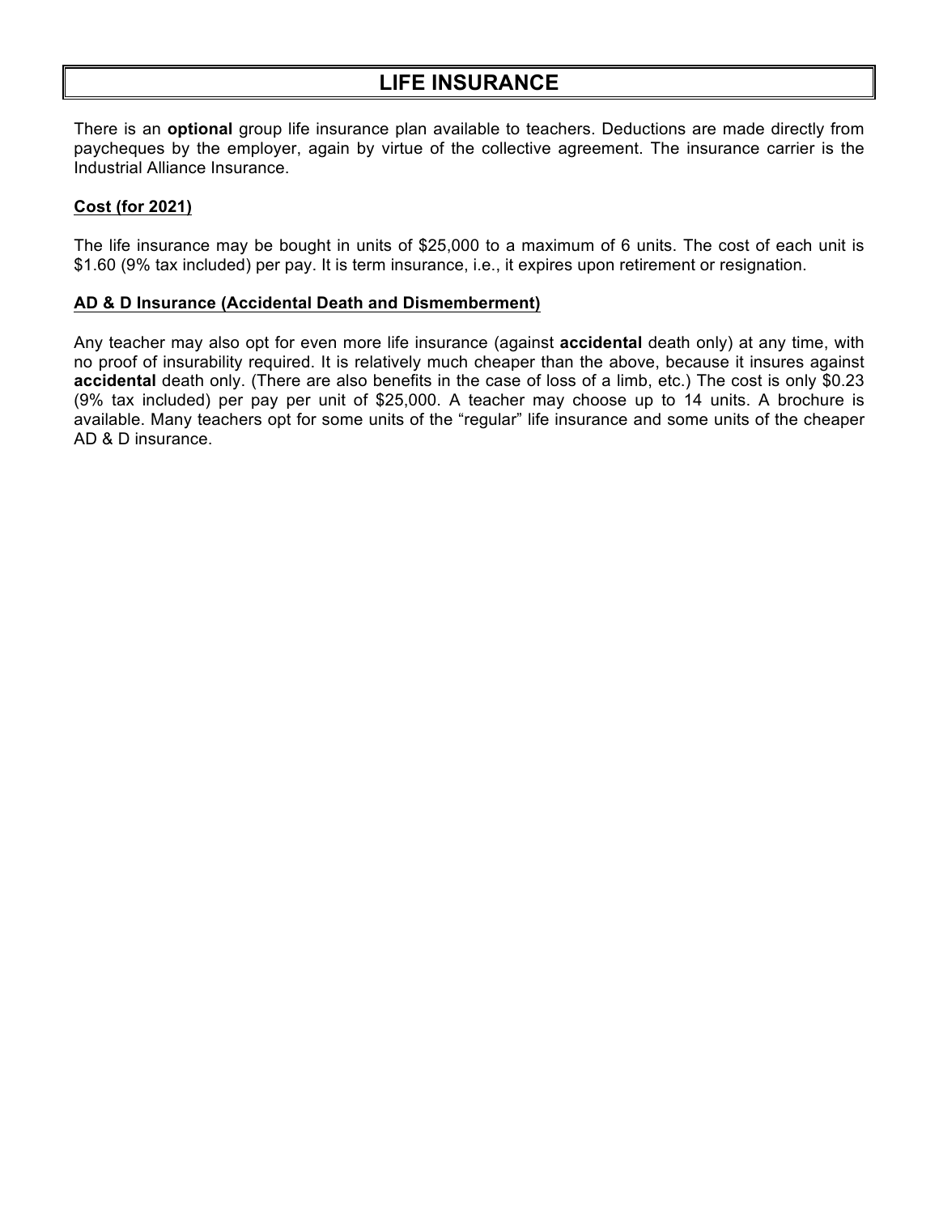# LIFE INSURANCE

There is an **optional** group life insurance plan available to teachers. Deductions are made directly from paycheques by the employer, again by virtue of the collective agreement. The insurance carrier is the Industrial Alliance Insurance.

**Cost (for 2021)**

The life insurance may be bought in units of $25,000 to a maximum of 6 units. The cost of each unit is $1.60 (9% tax included) per pay. It is term insurance, i.e., it expires upon retirement or resignation.

**AD & D Insurance (Accidental Death and Dismemberment)**

Any teacher may also opt for even more life insurance (against **accidental** death only) at any time, with no proof of insurability required. It is relatively much cheaper than the above, because it insures against **accidental** death only. (There are also benefits in the case of loss of a limb, etc.) The cost is only $0.23 (9% tax included) per pay per unit of $25,000. A teacher may choose up to 14 units. A brochure is available. Many teachers opt for some units of the "regular" life insurance and some units of the cheaper AD & D insurance.